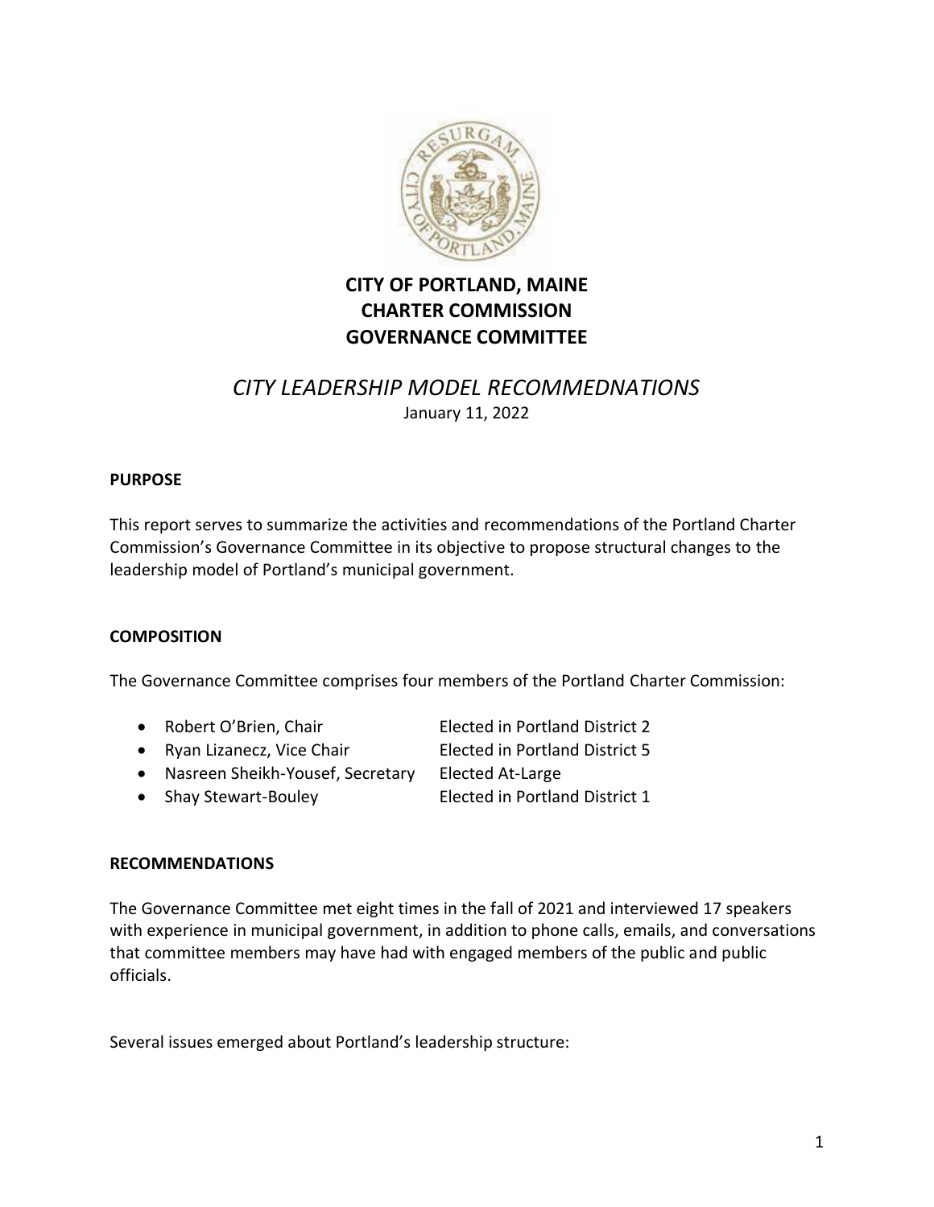# CITY OF PORTLAND, MAINE
# CHARTER COMMISSION
# GOVERNANCE COMMITTEE

## *CITY LEADERSHIP MODEL RECOMMEDNATIONS*

January 11, 2022

### PURPOSE

This report serves to summarize the activities and recommendations of the Portland Charter Commission's Governance Committee in its objective to propose structural changes to the leadership model of Portland's municipal government.

### COMPOSITION

The Governance Committee comprises four members of the Portland Charter Commission:

- Robert O'Brien, Chair — Elected in Portland District 2
- Ryan Lizanecz, Vice Chair — Elected in Portland District 5
- Nasreen Sheikh-Yousef, Secretary — Elected At-Large
- Shay Stewart-Bouley — Elected in Portland District 1

### RECOMMENDATIONS

The Governance Committee met eight times in the fall of 2021 and interviewed 17 speakers with experience in municipal government, in addition to phone calls, emails, and conversations that committee members may have had with engaged members of the public and public officials.

Several issues emerged about Portland's leadership structure: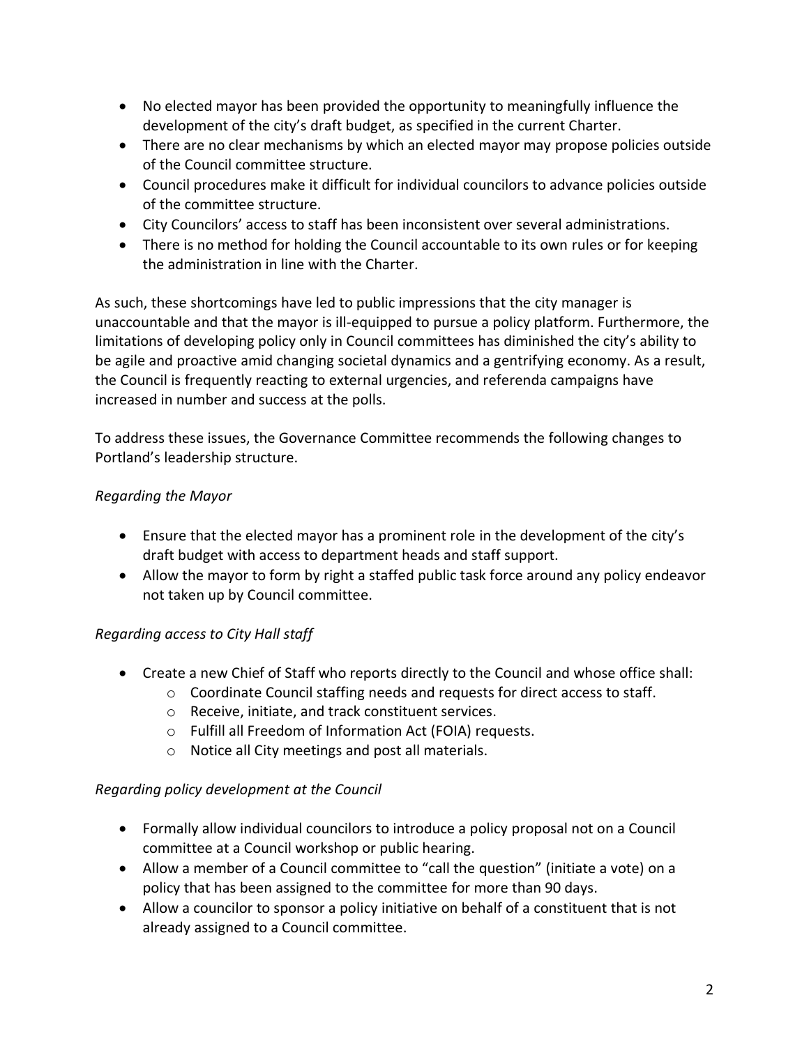- No elected mayor has been provided the opportunity to meaningfully influence the development of the city's draft budget, as specified in the current Charter.
- There are no clear mechanisms by which an elected mayor may propose policies outside of the Council committee structure.
- Council procedures make it difficult for individual councilors to advance policies outside of the committee structure.
- City Councilors' access to staff has been inconsistent over several administrations.
- There is no method for holding the Council accountable to its own rules or for keeping the administration in line with the Charter.

As such, these shortcomings have led to public impressions that the city manager is unaccountable and that the mayor is ill-equipped to pursue a policy platform. Furthermore, the limitations of developing policy only in Council committees has diminished the city's ability to be agile and proactive amid changing societal dynamics and a gentrifying economy. As a result, the Council is frequently reacting to external urgencies, and referenda campaigns have increased in number and success at the polls.

To address these issues, the Governance Committee recommends the following changes to Portland's leadership structure.

*Regarding the Mayor*

- Ensure that the elected mayor has a prominent role in the development of the city's draft budget with access to department heads and staff support.
- Allow the mayor to form by right a staffed public task force around any policy endeavor not taken up by Council committee.

*Regarding access to City Hall staff*

- Create a new Chief of Staff who reports directly to the Council and whose office shall:
  - Coordinate Council staffing needs and requests for direct access to staff.
  - Receive, initiate, and track constituent services.
  - Fulfill all Freedom of Information Act (FOIA) requests.
  - Notice all City meetings and post all materials.

*Regarding policy development at the Council*

- Formally allow individual councilors to introduce a policy proposal not on a Council committee at a Council workshop or public hearing.
- Allow a member of a Council committee to "call the question" (initiate a vote) on a policy that has been assigned to the committee for more than 90 days.
- Allow a councilor to sponsor a policy initiative on behalf of a constituent that is not already assigned to a Council committee.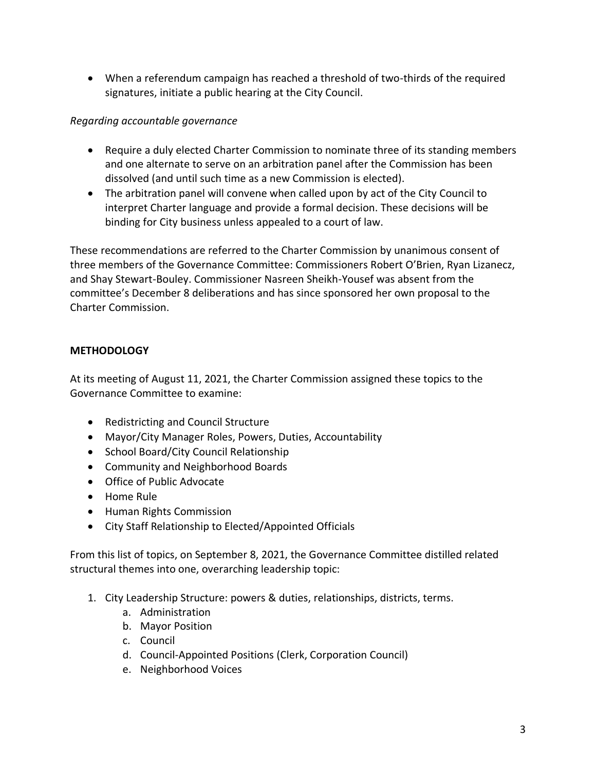- When a referendum campaign has reached a threshold of two-thirds of the required signatures, initiate a public hearing at the City Council.

*Regarding accountable governance*

- Require a duly elected Charter Commission to nominate three of its standing members and one alternate to serve on an arbitration panel after the Commission has been dissolved (and until such time as a new Commission is elected).
- The arbitration panel will convene when called upon by act of the City Council to interpret Charter language and provide a formal decision. These decisions will be binding for City business unless appealed to a court of law.

These recommendations are referred to the Charter Commission by unanimous consent of three members of the Governance Committee: Commissioners Robert O'Brien, Ryan Lizanecz, and Shay Stewart-Bouley. Commissioner Nasreen Sheikh-Yousef was absent from the committee's December 8 deliberations and has since sponsored her own proposal to the Charter Commission.

**METHODOLOGY**

At its meeting of August 11, 2021, the Charter Commission assigned these topics to the Governance Committee to examine:

- Redistricting and Council Structure
- Mayor/City Manager Roles, Powers, Duties, Accountability
- School Board/City Council Relationship
- Community and Neighborhood Boards
- Office of Public Advocate
- Home Rule
- Human Rights Commission
- City Staff Relationship to Elected/Appointed Officials

From this list of topics, on September 8, 2021, the Governance Committee distilled related structural themes into one, overarching leadership topic:

1. City Leadership Structure: powers & duties, relationships, districts, terms.
   a. Administration
   b. Mayor Position
   c. Council
   d. Council-Appointed Positions (Clerk, Corporation Council)
   e. Neighborhood Voices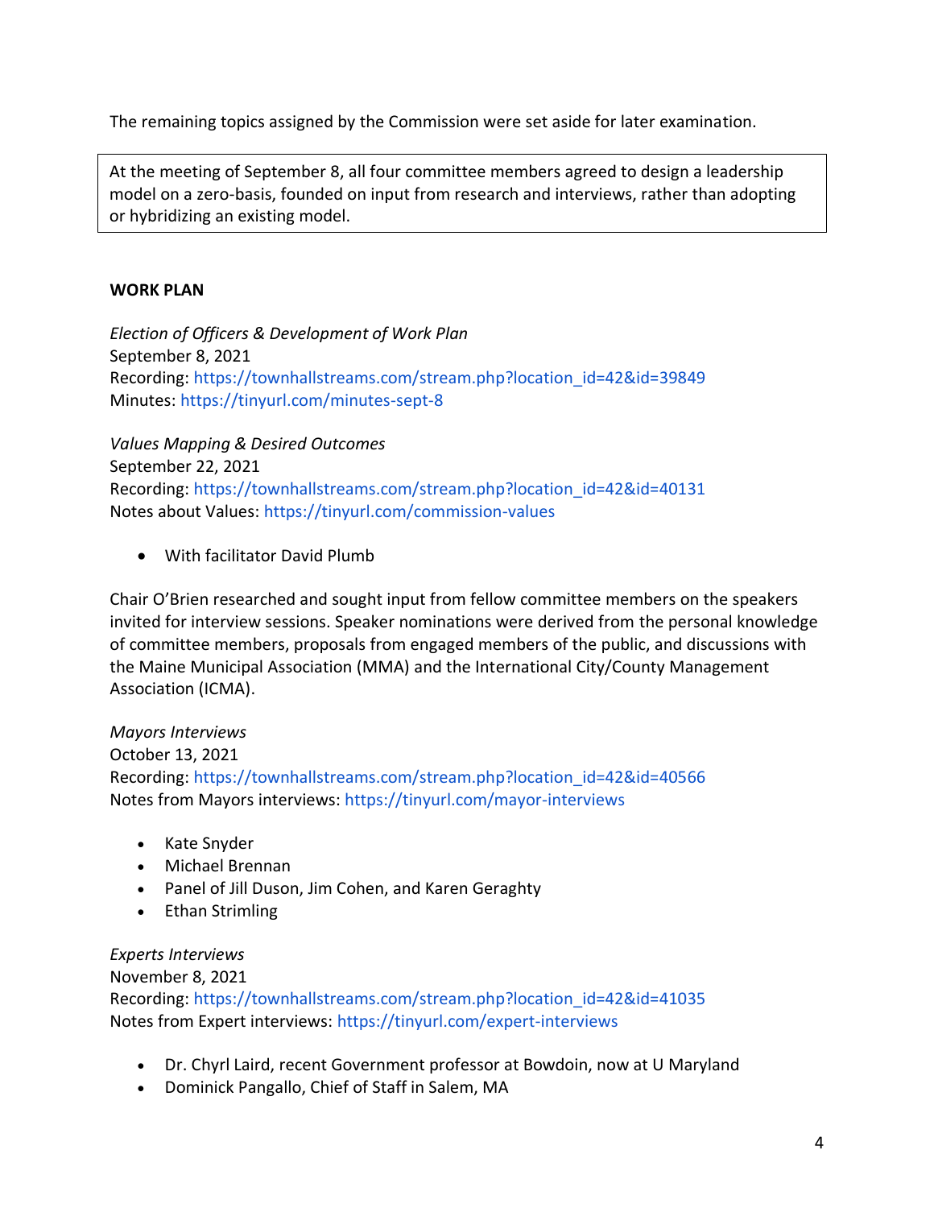The remaining topics assigned by the Commission were set aside for later examination.

At the meeting of September 8, all four committee members agreed to design a leadership model on a zero-basis, founded on input from research and interviews, rather than adopting or hybridizing an existing model.

**WORK PLAN**

*Election of Officers & Development of Work Plan*
September 8, 2021
Recording: https://townhallstreams.com/stream.php?location_id=42&id=39849
Minutes: https://tinyurl.com/minutes-sept-8

*Values Mapping & Desired Outcomes*
September 22, 2021
Recording: https://townhallstreams.com/stream.php?location_id=42&id=40131
Notes about Values: https://tinyurl.com/commission-values

- With facilitator David Plumb

Chair O'Brien researched and sought input from fellow committee members on the speakers invited for interview sessions. Speaker nominations were derived from the personal knowledge of committee members, proposals from engaged members of the public, and discussions with the Maine Municipal Association (MMA) and the International City/County Management Association (ICMA).

*Mayors Interviews*
October 13, 2021
Recording: https://townhallstreams.com/stream.php?location_id=42&id=40566
Notes from Mayors interviews: https://tinyurl.com/mayor-interviews

- Kate Snyder
- Michael Brennan
- Panel of Jill Duson, Jim Cohen, and Karen Geraghty
- Ethan Strimling

*Experts Interviews*
November 8, 2021
Recording: https://townhallstreams.com/stream.php?location_id=42&id=41035
Notes from Expert interviews: https://tinyurl.com/expert-interviews

- Dr. Chyrl Laird, recent Government professor at Bowdoin, now at U Maryland
- Dominick Pangallo, Chief of Staff in Salem, MA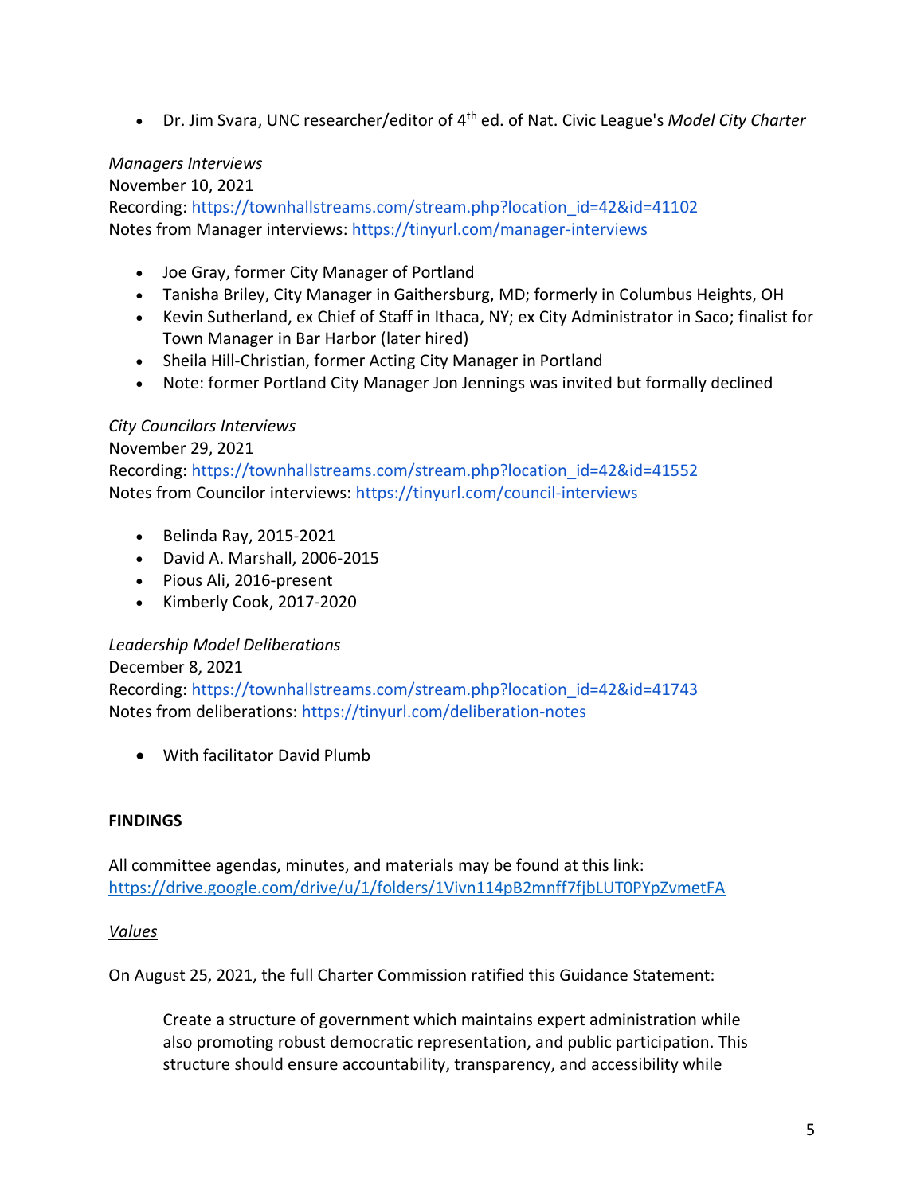- Dr. Jim Svara, UNC researcher/editor of 4th ed. of Nat. Civic League's *Model City Charter*

*Managers Interviews*
November 10, 2021
Recording: https://townhallstreams.com/stream.php?location_id=42&id=41102
Notes from Manager interviews: https://tinyurl.com/manager-interviews

- Joe Gray, former City Manager of Portland
- Tanisha Briley, City Manager in Gaithersburg, MD; formerly in Columbus Heights, OH
- Kevin Sutherland, ex Chief of Staff in Ithaca, NY; ex City Administrator in Saco; finalist for Town Manager in Bar Harbor (later hired)
- Sheila Hill-Christian, former Acting City Manager in Portland
- Note: former Portland City Manager Jon Jennings was invited but formally declined

*City Councilors Interviews*
November 29, 2021
Recording: https://townhallstreams.com/stream.php?location_id=42&id=41552
Notes from Councilor interviews: https://tinyurl.com/council-interviews

- Belinda Ray, 2015-2021
- David A. Marshall, 2006-2015
- Pious Ali, 2016-present
- Kimberly Cook, 2017-2020

*Leadership Model Deliberations*
December 8, 2021
Recording: https://townhallstreams.com/stream.php?location_id=42&id=41743
Notes from deliberations: https://tinyurl.com/deliberation-notes

- With facilitator David Plumb

**FINDINGS**

All committee agendas, minutes, and materials may be found at this link:
https://drive.google.com/drive/u/1/folders/1Vivn114pB2mnff7fjbLUT0PYpZvmetFA

*Values*

On August 25, 2021, the full Charter Commission ratified this Guidance Statement:

> Create a structure of government which maintains expert administration while also promoting robust democratic representation, and public participation. This structure should ensure accountability, transparency, and accessibility while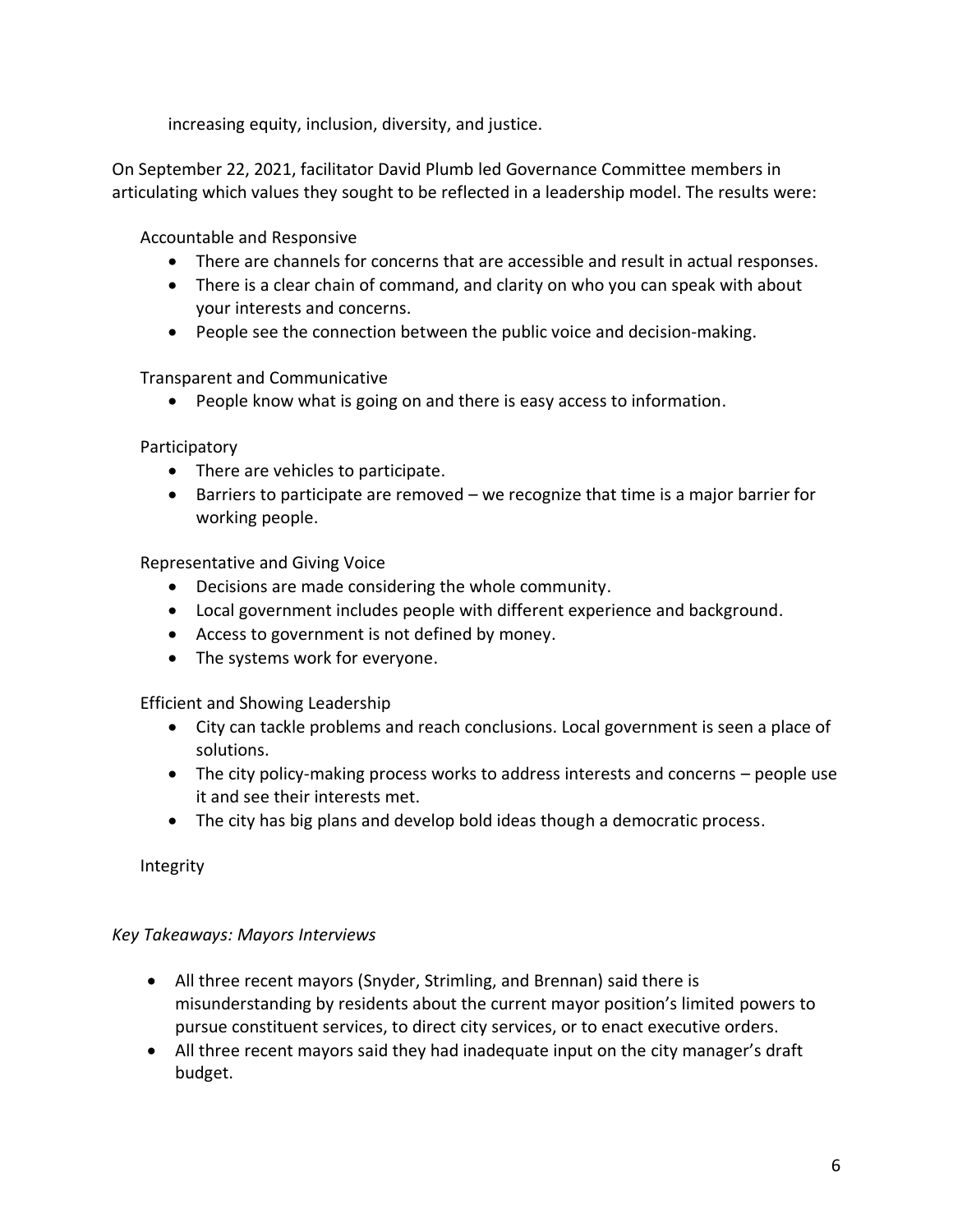increasing equity, inclusion, diversity, and justice.

On September 22, 2021, facilitator David Plumb led Governance Committee members in articulating which values they sought to be reflected in a leadership model. The results were:

Accountable and Responsive

- There are channels for concerns that are accessible and result in actual responses.
- There is a clear chain of command, and clarity on who you can speak with about your interests and concerns.
- People see the connection between the public voice and decision-making.

Transparent and Communicative

- People know what is going on and there is easy access to information.

Participatory

- There are vehicles to participate.
- Barriers to participate are removed – we recognize that time is a major barrier for working people.

Representative and Giving Voice

- Decisions are made considering the whole community.
- Local government includes people with different experience and background.
- Access to government is not defined by money.
- The systems work for everyone.

Efficient and Showing Leadership

- City can tackle problems and reach conclusions. Local government is seen a place of solutions.
- The city policy-making process works to address interests and concerns – people use it and see their interests met.
- The city has big plans and develop bold ideas though a democratic process.

Integrity

*Key Takeaways: Mayors Interviews*

- All three recent mayors (Snyder, Strimling, and Brennan) said there is misunderstanding by residents about the current mayor position's limited powers to pursue constituent services, to direct city services, or to enact executive orders.
- All three recent mayors said they had inadequate input on the city manager's draft budget.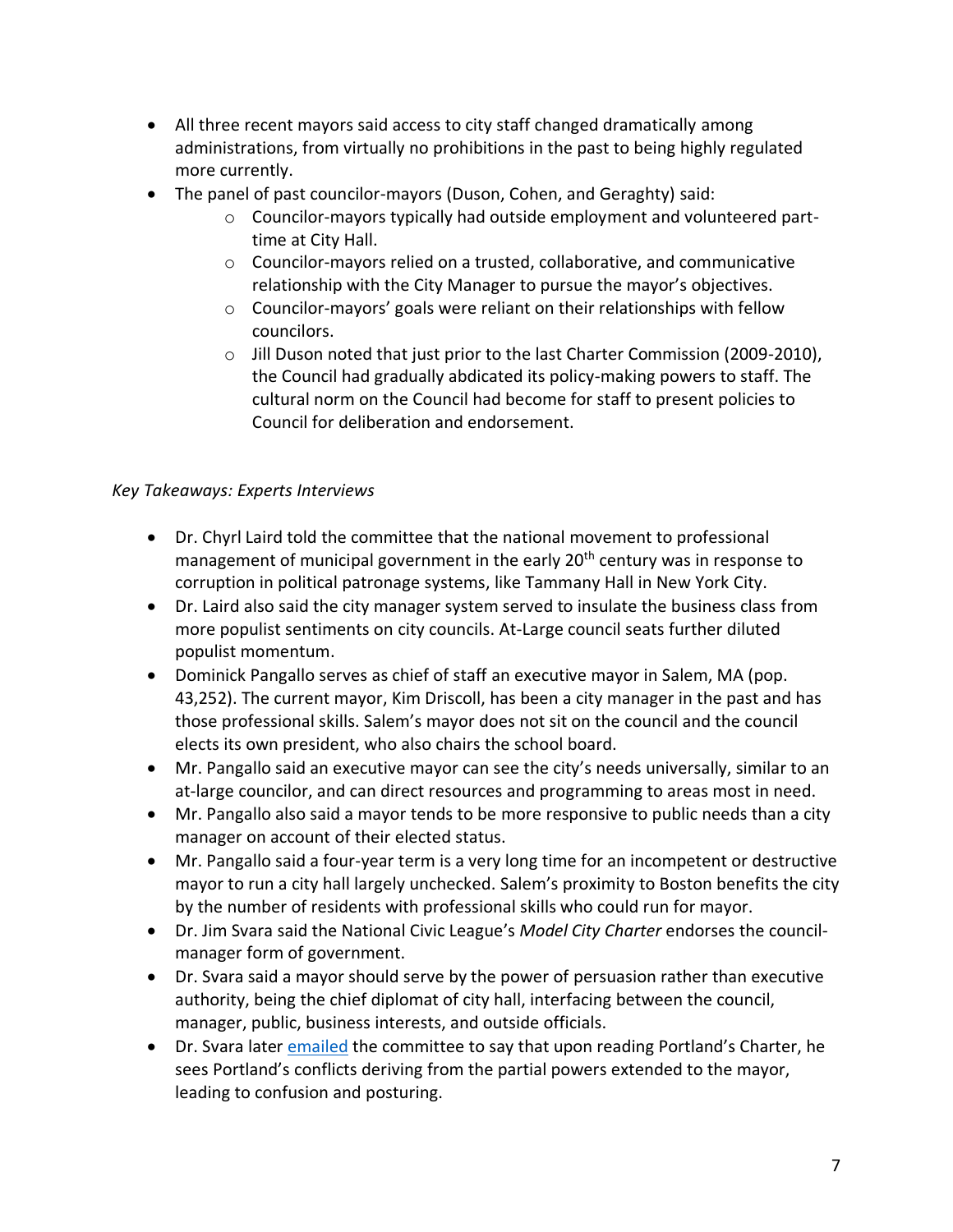- All three recent mayors said access to city staff changed dramatically among administrations, from virtually no prohibitions in the past to being highly regulated more currently.
- The panel of past councilor-mayors (Duson, Cohen, and Geraghty) said:
    - Councilor-mayors typically had outside employment and volunteered part-time at City Hall.
    - Councilor-mayors relied on a trusted, collaborative, and communicative relationship with the City Manager to pursue the mayor's objectives.
    - Councilor-mayors' goals were reliant on their relationships with fellow councilors.
    - Jill Duson noted that just prior to the last Charter Commission (2009-2010), the Council had gradually abdicated its policy-making powers to staff. The cultural norm on the Council had become for staff to present policies to Council for deliberation and endorsement.

*Key Takeaways: Experts Interviews*

- Dr. Chyrl Laird told the committee that the national movement to professional management of municipal government in the early 20th century was in response to corruption in political patronage systems, like Tammany Hall in New York City.
- Dr. Laird also said the city manager system served to insulate the business class from more populist sentiments on city councils. At-Large council seats further diluted populist momentum.
- Dominick Pangallo serves as chief of staff an executive mayor in Salem, MA (pop. 43,252). The current mayor, Kim Driscoll, has been a city manager in the past and has those professional skills. Salem's mayor does not sit on the council and the council elects its own president, who also chairs the school board.
- Mr. Pangallo said an executive mayor can see the city's needs universally, similar to an at-large councilor, and can direct resources and programming to areas most in need.
- Mr. Pangallo also said a mayor tends to be more responsive to public needs than a city manager on account of their elected status.
- Mr. Pangallo said a four-year term is a very long time for an incompetent or destructive mayor to run a city hall largely unchecked. Salem's proximity to Boston benefits the city by the number of residents with professional skills who could run for mayor.
- Dr. Jim Svara said the National Civic League's *Model City Charter* endorses the council-manager form of government.
- Dr. Svara said a mayor should serve by the power of persuasion rather than executive authority, being the chief diplomat of city hall, interfacing between the council, manager, public, business interests, and outside officials.
- Dr. Svara later emailed the committee to say that upon reading Portland's Charter, he sees Portland's conflicts deriving from the partial powers extended to the mayor, leading to confusion and posturing.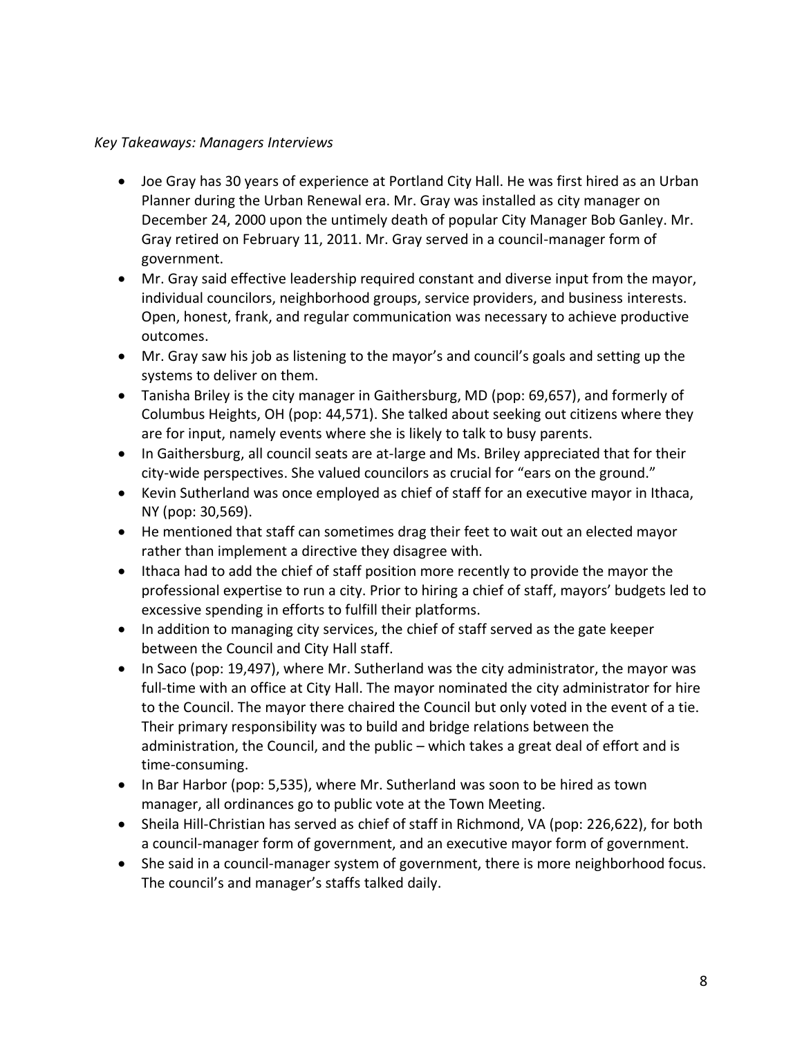*Key Takeaways: Managers Interviews*

- Joe Gray has 30 years of experience at Portland City Hall. He was first hired as an Urban Planner during the Urban Renewal era. Mr. Gray was installed as city manager on December 24, 2000 upon the untimely death of popular City Manager Bob Ganley. Mr. Gray retired on February 11, 2011. Mr. Gray served in a council-manager form of government.
- Mr. Gray said effective leadership required constant and diverse input from the mayor, individual councilors, neighborhood groups, service providers, and business interests. Open, honest, frank, and regular communication was necessary to achieve productive outcomes.
- Mr. Gray saw his job as listening to the mayor's and council's goals and setting up the systems to deliver on them.
- Tanisha Briley is the city manager in Gaithersburg, MD (pop: 69,657), and formerly of Columbus Heights, OH (pop: 44,571). She talked about seeking out citizens where they are for input, namely events where she is likely to talk to busy parents.
- In Gaithersburg, all council seats are at-large and Ms. Briley appreciated that for their city-wide perspectives. She valued councilors as crucial for "ears on the ground."
- Kevin Sutherland was once employed as chief of staff for an executive mayor in Ithaca, NY (pop: 30,569).
- He mentioned that staff can sometimes drag their feet to wait out an elected mayor rather than implement a directive they disagree with.
- Ithaca had to add the chief of staff position more recently to provide the mayor the professional expertise to run a city. Prior to hiring a chief of staff, mayors' budgets led to excessive spending in efforts to fulfill their platforms.
- In addition to managing city services, the chief of staff served as the gate keeper between the Council and City Hall staff.
- In Saco (pop: 19,497), where Mr. Sutherland was the city administrator, the mayor was full-time with an office at City Hall. The mayor nominated the city administrator for hire to the Council. The mayor there chaired the Council but only voted in the event of a tie. Their primary responsibility was to build and bridge relations between the administration, the Council, and the public – which takes a great deal of effort and is time-consuming.
- In Bar Harbor (pop: 5,535), where Mr. Sutherland was soon to be hired as town manager, all ordinances go to public vote at the Town Meeting.
- Sheila Hill-Christian has served as chief of staff in Richmond, VA (pop: 226,622), for both a council-manager form of government, and an executive mayor form of government.
- She said in a council-manager system of government, there is more neighborhood focus. The council's and manager's staffs talked daily.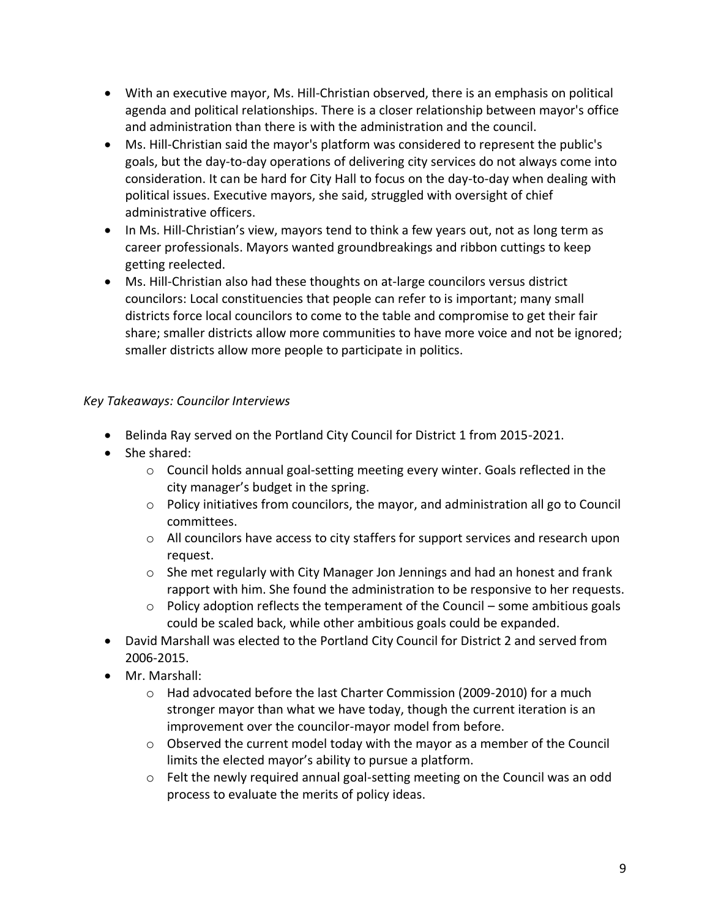- With an executive mayor, Ms. Hill-Christian observed, there is an emphasis on political agenda and political relationships. There is a closer relationship between mayor's office and administration than there is with the administration and the council.
- Ms. Hill-Christian said the mayor's platform was considered to represent the public's goals, but the day-to-day operations of delivering city services do not always come into consideration. It can be hard for City Hall to focus on the day-to-day when dealing with political issues. Executive mayors, she said, struggled with oversight of chief administrative officers.
- In Ms. Hill-Christian's view, mayors tend to think a few years out, not as long term as career professionals. Mayors wanted groundbreakings and ribbon cuttings to keep getting reelected.
- Ms. Hill-Christian also had these thoughts on at-large councilors versus district councilors: Local constituencies that people can refer to is important; many small districts force local councilors to come to the table and compromise to get their fair share; smaller districts allow more communities to have more voice and not be ignored; smaller districts allow more people to participate in politics.

*Key Takeaways: Councilor Interviews*

- Belinda Ray served on the Portland City Council for District 1 from 2015-2021.
- She shared:
  - Council holds annual goal-setting meeting every winter. Goals reflected in the city manager's budget in the spring.
  - Policy initiatives from councilors, the mayor, and administration all go to Council committees.
  - All councilors have access to city staffers for support services and research upon request.
  - She met regularly with City Manager Jon Jennings and had an honest and frank rapport with him. She found the administration to be responsive to her requests.
  - Policy adoption reflects the temperament of the Council – some ambitious goals could be scaled back, while other ambitious goals could be expanded.
- David Marshall was elected to the Portland City Council for District 2 and served from 2006-2015.
- Mr. Marshall:
  - Had advocated before the last Charter Commission (2009-2010) for a much stronger mayor than what we have today, though the current iteration is an improvement over the councilor-mayor model from before.
  - Observed the current model today with the mayor as a member of the Council limits the elected mayor's ability to pursue a platform.
  - Felt the newly required annual goal-setting meeting on the Council was an odd process to evaluate the merits of policy ideas.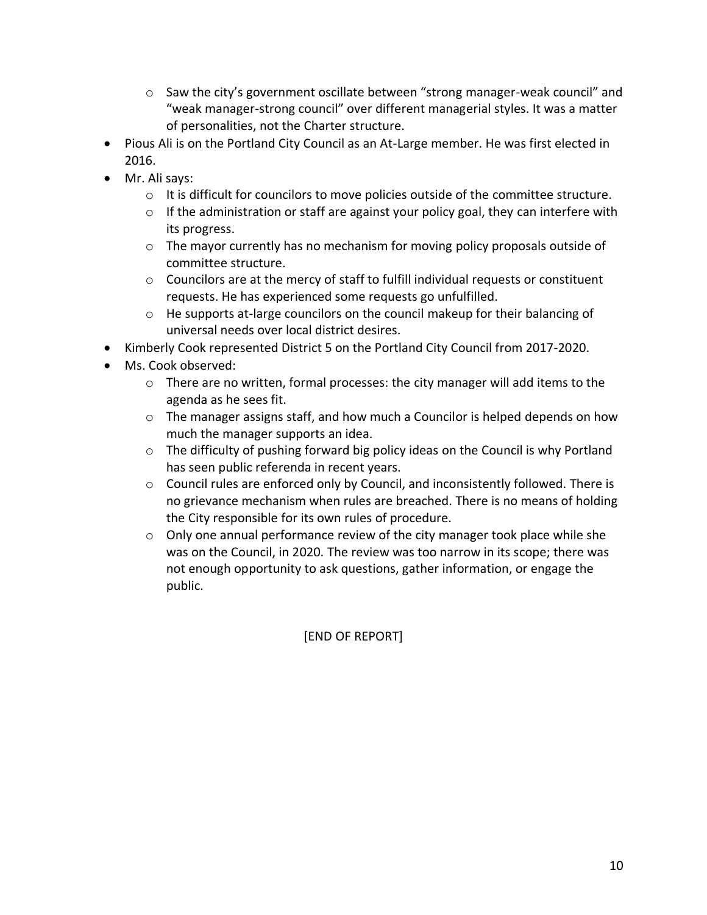- Saw the city's government oscillate between "strong manager-weak council" and "weak manager-strong council" over different managerial styles. It was a matter of personalities, not the Charter structure.
- Pious Ali is on the Portland City Council as an At-Large member. He was first elected in 2016.
- Mr. Ali says:
  - It is difficult for councilors to move policies outside of the committee structure.
  - If the administration or staff are against your policy goal, they can interfere with its progress.
  - The mayor currently has no mechanism for moving policy proposals outside of committee structure.
  - Councilors are at the mercy of staff to fulfill individual requests or constituent requests. He has experienced some requests go unfulfilled.
  - He supports at-large councilors on the council makeup for their balancing of universal needs over local district desires.
- Kimberly Cook represented District 5 on the Portland City Council from 2017-2020.
- Ms. Cook observed:
  - There are no written, formal processes: the city manager will add items to the agenda as he sees fit.
  - The manager assigns staff, and how much a Councilor is helped depends on how much the manager supports an idea.
  - The difficulty of pushing forward big policy ideas on the Council is why Portland has seen public referenda in recent years.
  - Council rules are enforced only by Council, and inconsistently followed. There is no grievance mechanism when rules are breached. There is no means of holding the City responsible for its own rules of procedure.
  - Only one annual performance review of the city manager took place while she was on the Council, in 2020. The review was too narrow in its scope; there was not enough opportunity to ask questions, gather information, or engage the public.

[END OF REPORT]